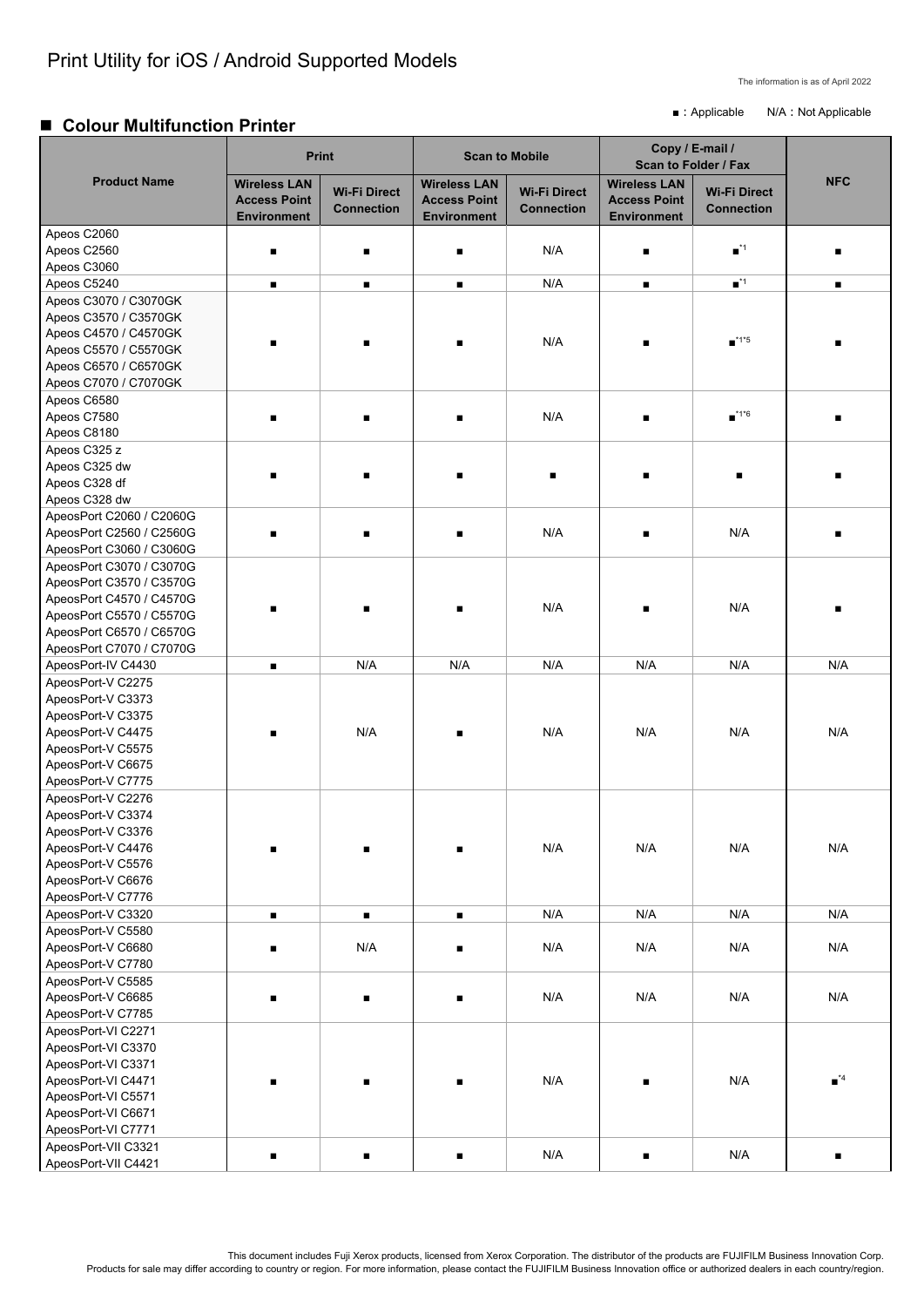# Print Utility for iOS / Android Supported Models

The information is as of April 2022

■：Applicable　　N/A：Not Applicable

## ■ Colour Multifunction Printer

| Product Name | Print | | Scan to Mobile | | Copy / E-mail / Scan to Folder / Fax | | NFC |
|---|---|---|---|---|---|---|---|
| | Wireless LAN Access Point Environment | Wi-Fi Direct Connection | Wireless LAN Access Point Environment | Wi-Fi Direct Connection | Wireless LAN Access Point Environment | Wi-Fi Direct Connection | |
| Apeos C2060<br>Apeos C2560<br>Apeos C3060 | ■ | ■ | ■ | N/A | ■ | ■*1 | ■ |
| Apeos C5240 | ■ | ■ | ■ | N/A | ■ | ■*1 | ■ |
| Apeos C3070 / C3070GK<br>Apeos C3570 / C3570GK<br>Apeos C4570 / C4570GK<br>Apeos C5570 / C5570GK<br>Apeos C6570 / C6570GK<br>Apeos C7070 / C7070GK | ■ | ■ | ■ | N/A | ■ | ■*1*5 | ■ |
| Apeos C6580<br>Apeos C7580<br>Apeos C8180 | ■ | ■ | ■ | N/A | ■ | ■*1*6 | ■ |
| Apeos C325 z<br>Apeos C325 dw<br>Apeos C328 df<br>Apeos C328 dw | ■ | ■ | ■ | ■ | ■ | ■ | ■ |
| ApeosPort C2060 / C2060G<br>ApeosPort C2560 / C2560G<br>ApeosPort C3060 / C3060G | ■ | ■ | ■ | N/A | ■ | N/A | ■ |
| ApeosPort C3070 / C3070G<br>ApeosPort C3570 / C3570G<br>ApeosPort C4570 / C4570G<br>ApeosPort C5570 / C5570G<br>ApeosPort C6570 / C6570G<br>ApeosPort C7070 / C7070G | ■ | ■ | ■ | N/A | ■ | N/A | ■ |
| ApeosPort-IV C4430 | ■ | N/A | N/A | N/A | N/A | N/A | N/A |
| ApeosPort-V C2275<br>ApeosPort-V C3373<br>ApeosPort-V C3375<br>ApeosPort-V C4475<br>ApeosPort-V C5575<br>ApeosPort-V C6675<br>ApeosPort-V C7775 | ■ | N/A | ■ | N/A | N/A | N/A | N/A |
| ApeosPort-V C2276<br>ApeosPort-V C3374<br>ApeosPort-V C3376<br>ApeosPort-V C4476<br>ApeosPort-V C5576<br>ApeosPort-V C6676<br>ApeosPort-V C7776 | ■ | ■ | ■ | N/A | N/A | N/A | N/A |
| ApeosPort-V C3320 | ■ | ■ | ■ | N/A | N/A | N/A | N/A |
| ApeosPort-V C5580<br>ApeosPort-V C6680<br>ApeosPort-V C7780 | ■ | N/A | ■ | N/A | N/A | N/A | N/A |
| ApeosPort-V C5585<br>ApeosPort-V C6685<br>ApeosPort-V C7785 | ■ | ■ | ■ | N/A | N/A | N/A | N/A |
| ApeosPort-VI C2271<br>ApeosPort-VI C3370<br>ApeosPort-VI C3371<br>ApeosPort-VI C4471<br>ApeosPort-VI C5571<br>ApeosPort-VI C6671<br>ApeosPort-VI C7771 | ■ | ■ | ■ | N/A | ■ | N/A | ■*4 |
| ApeosPort-VII C3321<br>ApeosPort-VII C4421 | ■ | ■ | ■ | N/A | ■ | N/A | ■ |

This document includes Fuji Xerox products, licensed from Xerox Corporation. The distributor of the products are FUJIFILM Business Innovation Corp.
Products for sale may differ according to country or region. For more information, please contact the FUJIFILM Business Innovation office or authorized dealers in each country/region.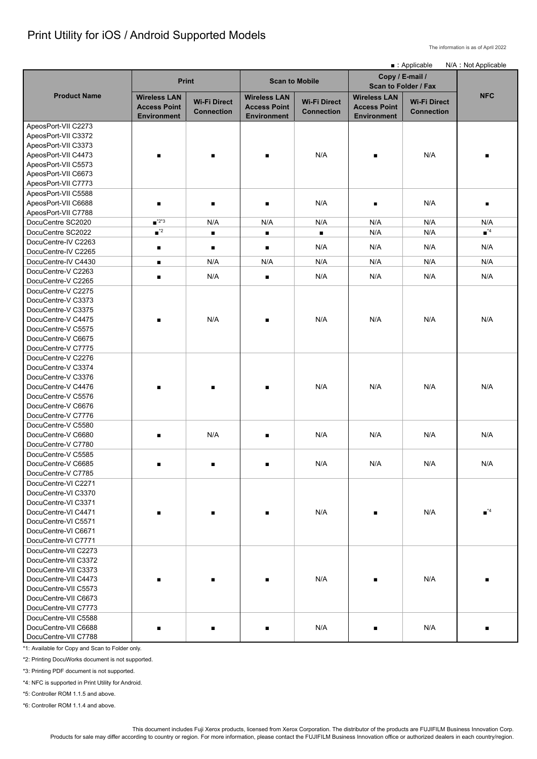# Print Utility for iOS / Android Supported Models

The information is as of April 2022

■ : Applicable　　N/A : Not Applicable

| Product Name | Print | | Scan to Mobile | | Copy / E-mail / Scan to Folder / Fax | | NFC |
|---|---|---|---|---|---|---|---|
| | Wireless LAN Access Point Environment | Wi-Fi Direct Connection | Wireless LAN Access Point Environment | Wi-Fi Direct Connection | Wireless LAN Access Point Environment | Wi-Fi Direct Connection | |
| ApeosPort-VII C2273<br>ApeosPort-VII C3372<br>ApeosPort-VII C3373<br>ApeosPort-VII C4473<br>ApeosPort-VII C5573<br>ApeosPort-VII C6673<br>ApeosPort-VII C7773 | ■ | ■ | ■ | N/A | ■ | N/A | ■ |
| ApeosPort-VII C5588<br>ApeosPort-VII C6688<br>ApeosPort-VII C7788 | ■ | ■ | ■ | N/A | ■ | N/A | ■ |
| DocuCentre SC2020 | ■*2*3 | N/A | N/A | N/A | N/A | N/A | N/A |
| DocuCentre SC2022 | ■*2 | ■ | ■ | ■ | N/A | N/A | ■*4 |
| DocuCentre-IV C2263<br>DocuCentre-IV C2265 | ■ | ■ | ■ | N/A | N/A | N/A | N/A |
| DocuCentre-IV C4430 | ■ | N/A | N/A | N/A | N/A | N/A | N/A |
| DocuCentre-V C2263<br>DocuCentre-V C2265 | ■ | N/A | ■ | N/A | N/A | N/A | N/A |
| DocuCentre-V C2275<br>DocuCentre-V C3373<br>DocuCentre-V C3375<br>DocuCentre-V C4475<br>DocuCentre-V C5575<br>DocuCentre-V C6675<br>DocuCentre-V C7775 | ■ | N/A | ■ | N/A | N/A | N/A | N/A |
| DocuCentre-V C2276<br>DocuCentre-V C3374<br>DocuCentre-V C3376<br>DocuCentre-V C4476<br>DocuCentre-V C5576<br>DocuCentre-V C6676<br>DocuCentre-V C7776 | ■ | ■ | ■ | N/A | N/A | N/A | N/A |
| DocuCentre-V C5580<br>DocuCentre-V C6680<br>DocuCentre-V C7780 | ■ | N/A | ■ | N/A | N/A | N/A | N/A |
| DocuCentre-V C5585<br>DocuCentre-V C6685<br>DocuCentre-V C7785 | ■ | ■ | ■ | N/A | N/A | N/A | N/A |
| DocuCentre-VI C2271<br>DocuCentre-VI C3370<br>DocuCentre-VI C3371<br>DocuCentre-VI C4471<br>DocuCentre-VI C5571<br>DocuCentre-VI C6671<br>DocuCentre-VI C7771 | ■ | ■ | ■ | N/A | ■ | N/A | ■*4 |
| DocuCentre-VII C2273<br>DocuCentre-VII C3372<br>DocuCentre-VII C3373<br>DocuCentre-VII C4473<br>DocuCentre-VII C5573<br>DocuCentre-VII C6673<br>DocuCentre-VII C7773 | ■ | ■ | ■ | N/A | ■ | N/A | ■ |
| DocuCentre-VII C5588<br>DocuCentre-VII C6688<br>DocuCentre-VII C7788 | ■ | ■ | ■ | N/A | ■ | N/A | ■ |

*1: Available for Copy and Scan to Folder only.

*2: Printing DocuWorks document is not supported.

*3: Printing PDF document is not supported.

*4: NFC is supported in Print Utility for Android.

*5: Controller ROM 1.1.5 and above.

*6: Controller ROM 1.1.4 and above.

This document includes Fuji Xerox products, licensed from Xerox Corporation. The distributor of the products are FUJIFILM Business Innovation Corp.
Products for sale may differ according to country or region. For more information, please contact the FUJIFILM Business Innovation office or authorized dealers in each country/region.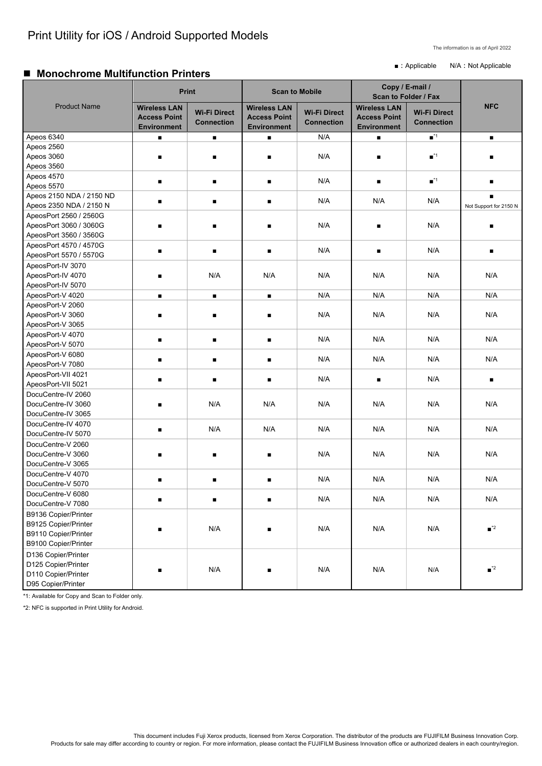# Print Utility for iOS / Android Supported Models

The information is as of April 2022

■：Applicable　　N/A：Not Applicable

## ■ Monochrome Multifunction Printers

| Product Name | Print | | Scan to Mobile | | Copy / E-mail / Scan to Folder / Fax | | NFC |
|---|---|---|---|---|---|---|---|
| | Wireless LAN Access Point Environment | Wi-Fi Direct Connection | Wireless LAN Access Point Environment | Wi-Fi Direct Connection | Wireless LAN Access Point Environment | Wi-Fi Direct Connection | |
| Apeos 6340 | ■ | ■ | ■ | N/A | ■ | ■*1 | ■ |
| Apeos 2560<br>Apeos 3060<br>Apeos 3560 | ■ | ■ | ■ | N/A | ■ | ■*1 | ■ |
| Apeos 4570<br>Apeos 5570 | ■ | ■ | ■ | N/A | ■ | ■*1 | ■ |
| Apeos 2150 NDA / 2150 ND<br>Apeos 2350 NDA / 2150 N | ■ | ■ | ■ | N/A | N/A | N/A | ■<br>Not Support for 2150 N |
| ApeosPort 2560 / 2560G<br>ApeosPort 3060 / 3060G<br>ApeosPort 3560 / 3560G | ■ | ■ | ■ | N/A | ■ | N/A | ■ |
| ApeosPort 4570 / 4570G<br>ApeosPort 5570 / 5570G | ■ | ■ | ■ | N/A | ■ | N/A | ■ |
| ApeosPort-IV 3070<br>ApeosPort-IV 4070<br>ApeosPort-IV 5070 | ■ | N/A | N/A | N/A | N/A | N/A | N/A |
| ApeosPort-V 4020 | ■ | ■ | ■ | N/A | N/A | N/A | N/A |
| ApeosPort-V 2060<br>ApeosPort-V 3060<br>ApeosPort-V 3065 | ■ | ■ | ■ | N/A | N/A | N/A | N/A |
| ApeosPort-V 4070<br>ApeosPort-V 5070 | ■ | ■ | ■ | N/A | N/A | N/A | N/A |
| ApeosPort-V 6080<br>ApeosPort-V 7080 | ■ | ■ | ■ | N/A | N/A | N/A | N/A |
| ApeosPort-VII 4021<br>ApeosPort-VII 5021 | ■ | ■ | ■ | N/A | ■ | N/A | ■ |
| DocuCentre-IV 2060<br>DocuCentre-IV 3060<br>DocuCentre-IV 3065 | ■ | N/A | N/A | N/A | N/A | N/A | N/A |
| DocuCentre-IV 4070<br>DocuCentre-IV 5070 | ■ | N/A | N/A | N/A | N/A | N/A | N/A |
| DocuCentre-V 2060<br>DocuCentre-V 3060<br>DocuCentre-V 3065 | ■ | ■ | ■ | N/A | N/A | N/A | N/A |
| DocuCentre-V 4070<br>DocuCentre-V 5070 | ■ | ■ | ■ | N/A | N/A | N/A | N/A |
| DocuCentre-V 6080<br>DocuCentre-V 7080 | ■ | ■ | ■ | N/A | N/A | N/A | N/A |
| B9136 Copier/Printer<br>B9125 Copier/Printer<br>B9110 Copier/Printer<br>B9100 Copier/Printer | ■ | N/A | ■ | N/A | N/A | N/A | ■*2 |
| D136 Copier/Printer<br>D125 Copier/Printer<br>D110 Copier/Printer<br>D95 Copier/Printer | ■ | N/A | ■ | N/A | N/A | N/A | ■*2 |

*1: Available for Copy and Scan to Folder only.

*2: NFC is supported in Print Utility for Android.

This document includes Fuji Xerox products, licensed from Xerox Corporation. The distributor of the products are FUJIFILM Business Innovation Corp.
Products for sale may differ according to country or region. For more information, please contact the FUJIFILM Business Innovation office or authorized dealers in each country/region.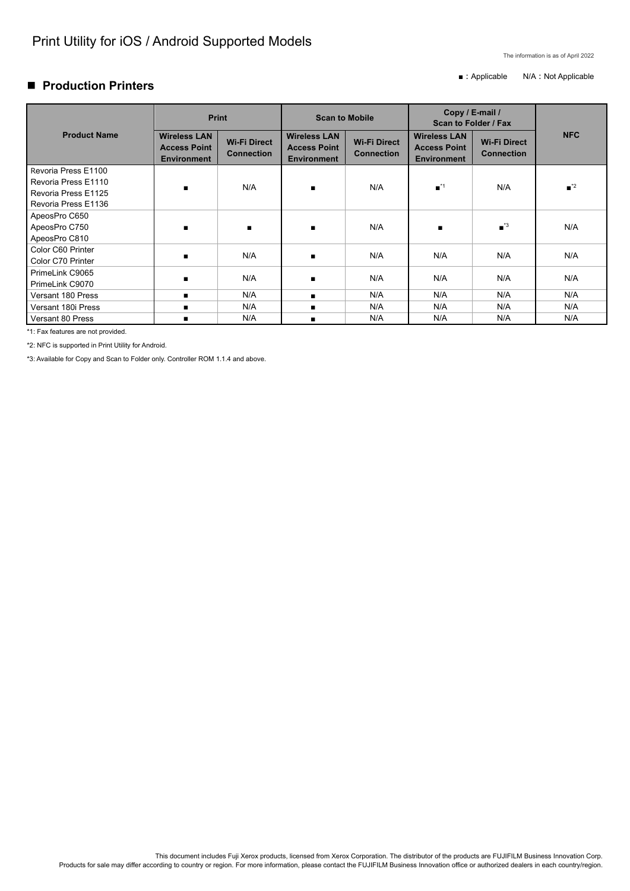# Print Utility for iOS / Android Supported Models

The information is as of April 2022

■：Applicable　　N/A：Not Applicable

## ■ Production Printers

| Product Name | Print | | Scan to Mobile | | Copy / E-mail / Scan to Folder / Fax | | NFC |
|---|---|---|---|---|---|---|---|
| | Wireless LAN Access Point Environment | Wi-Fi Direct Connection | Wireless LAN Access Point Environment | Wi-Fi Direct Connection | Wireless LAN Access Point Environment | Wi-Fi Direct Connection | |
| Revoria Press E1100<br>Revoria Press E1110<br>Revoria Press E1125<br>Revoria Press E1136 | ■ | N/A | ■ | N/A | ■*1 | N/A | ■*2 |
| ApeosPro C650<br>ApeosPro C750<br>ApeosPro C810 | ■ | ■ | ■ | N/A | ■ | ■*3 | N/A |
| Color C60 Printer<br>Color C70 Printer | ■ | N/A | ■ | N/A | N/A | N/A | N/A |
| PrimeLink C9065<br>PrimeLink C9070 | ■ | N/A | ■ | N/A | N/A | N/A | N/A |
| Versant 180 Press | ■ | N/A | ■ | N/A | N/A | N/A | N/A |
| Versant 180i Press | ■ | N/A | ■ | N/A | N/A | N/A | N/A |
| Versant 80 Press | ■ | N/A | ■ | N/A | N/A | N/A | N/A |

*1: Fax features are not provided.

*2: NFC is supported in Print Utility for Android.

*3: Available for Copy and Scan to Folder only. Controller ROM 1.1.4 and above.

This document includes Fuji Xerox products, licensed from Xerox Corporation. The distributor of the products are FUJIFILM Business Innovation Corp.
Products for sale may differ according to country or region. For more information, please contact the FUJIFILM Business Innovation office or authorized dealers in each country/region.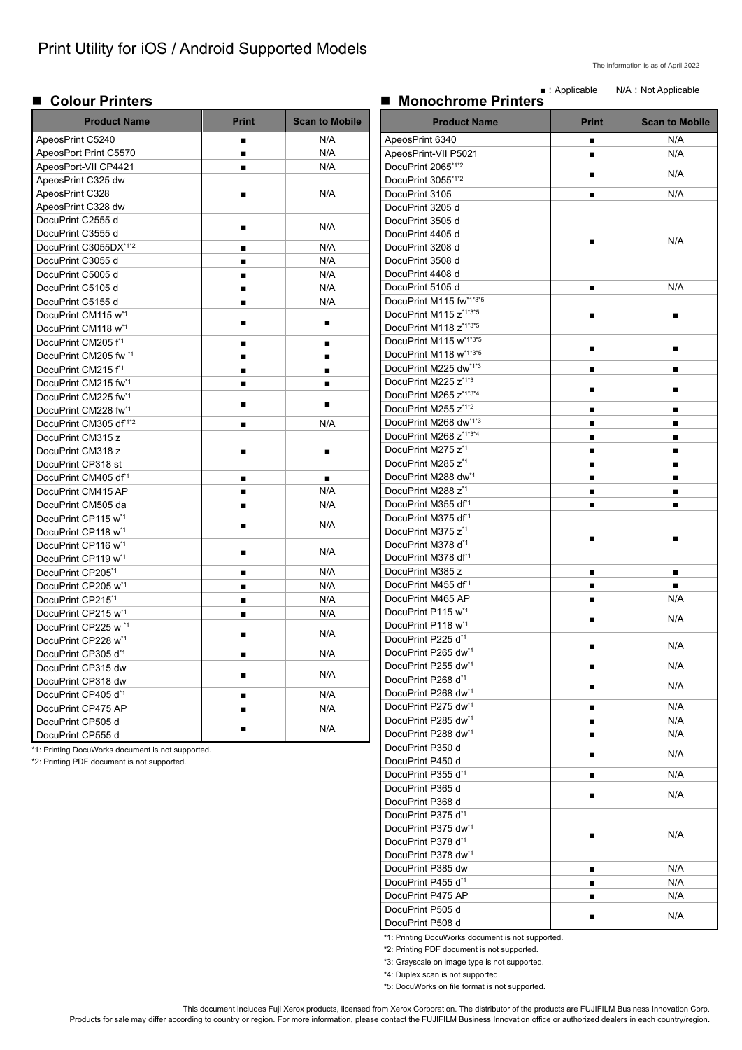# Print Utility for iOS / Android Supported Models

The information is as of April 2022

■ : Applicable  N/A : Not Applicable

## ■ Colour Printers

| Product Name | Print | Scan to Mobile |
|---|---|---|
| ApeosPrint C5240 | ■ | N/A |
| ApeosPort Print C5570 | ■ | N/A |
| ApeosPort-VII CP4421 | ■ | N/A |
| ApeosPrint C325 dw<br>ApeosPrint C328<br>ApeosPrint C328 dw | ■ | N/A |
| DocuPrint C2555 d<br>DocuPrint C3555 d | ■ | N/A |
| DocuPrint C3055DX[*1*2] | ■ | N/A |
| DocuPrint C3055 d | ■ | N/A |
| DocuPrint C5005 d | ■ | N/A |
| DocuPrint C5105 d | ■ | N/A |
| DocuPrint C5155 d | ■ | N/A |
| DocuPrint CM115 w[*1]<br>DocuPrint CM118 w[*1] | ■ | ■ |
| DocuPrint CM205 f[*1] | ■ | ■ |
| DocuPrint CM205 fw [*1] | ■ | ■ |
| DocuPrint CM215 f[*1] | ■ | ■ |
| DocuPrint CM215 fw[*1] | ■ | ■ |
| DocuPrint CM225 fw[*1]<br>DocuPrint CM228 fw[*1] | ■ | ■ |
| DocuPrint CM305 df[*1*2] | ■ | N/A |
| DocuPrint CM315 z<br>DocuPrint CM318 z<br>DocuPrint CP318 st | ■ | ■ |
| DocuPrint CM405 df[*1] | ■ | ■ |
| DocuPrint CM415 AP | ■ | N/A |
| DocuPrint CM505 da | ■ | N/A |
| DocuPrint CP115 w[*1]<br>DocuPrint CP118 w[*1] | ■ | N/A |
| DocuPrint CP116 w[*1]<br>DocuPrint CP119 w[*1] | ■ | N/A |
| DocuPrint CP205[*1] | ■ | N/A |
| DocuPrint CP205 w[*1] | ■ | N/A |
| DocuPrint CP215[*1] | ■ | N/A |
| DocuPrint CP215 w[*1] | ■ | N/A |
| DocuPrint CP225 w [*1]<br>DocuPrint CP228 w[*1] | ■ | N/A |
| DocuPrint CP305 d[*1] | ■ | N/A |
| DocuPrint CP315 dw<br>DocuPrint CP318 dw | ■ | N/A |
| DocuPrint CP405 d[*1] | ■ | N/A |
| DocuPrint CP475 AP | ■ | N/A |
| DocuPrint CP505 d<br>DocuPrint CP555 d | ■ | N/A |

*1: Printing DocuWorks document is not supported.

*2: Printing PDF document is not supported.

## ■ Monochrome Printers

| Product Name | Print | Scan to Mobile |
|---|---|---|
| ApeosPrint 6340 | ■ | N/A |
| ApeosPrint-VII P5021 | ■ | N/A |
| DocuPrint 2065[*1*2]<br>DocuPrint 3055[*1*2] | ■ | N/A |
| DocuPrint 3105 | ■ | N/A |
| DocuPrint 3205 d<br>DocuPrint 3505 d<br>DocuPrint 4405 d<br>DocuPrint 3208 d<br>DocuPrint 3508 d<br>DocuPrint 4408 d | ■ | N/A |
| DocuPrint 5105 d | ■ | N/A |
| DocuPrint M115 fw[*1*3*5]<br>DocuPrint M115 z[*1*3*5]<br>DocuPrint M118 z[*1*3*5] | ■ | ■ |
| DocuPrint M115 w[*1*3*5]<br>DocuPrint M118 w[*1*3*5] | ■ | ■ |
| DocuPrint M225 dw[*1*3] | ■ | ■ |
| DocuPrint M225 z[*1*3]<br>DocuPrint M265 z[*1*3*4] | ■ | ■ |
| DocuPrint M255 z[*1*2] | ■ | ■ |
| DocuPrint M268 dw[*1*3] | ■ | ■ |
| DocuPrint M268 z[*1*3*4] | ■ | ■ |
| DocuPrint M275 z[*1] | ■ | ■ |
| DocuPrint M285 z[*1] | ■ | ■ |
| DocuPrint M288 dw[*1] | ■ | ■ |
| DocuPrint M288 z[*1] | ■ | ■ |
| DocuPrint M355 df[*1] | ■ | ■ |
| DocuPrint M375 df[*1]<br>DocuPrint M375 z[*1]<br>DocuPrint M378 d[*1]<br>DocuPrint M378 df[*1] | ■ | ■ |
| DocuPrint M385 z | ■ | ■ |
| DocuPrint M455 df[*1] | ■ | ■ |
| DocuPrint M465 AP | ■ | N/A |
| DocuPrint P115 w[*1]<br>DocuPrint P118 w[*1] | ■ | N/A |
| DocuPrint P225 d[*1]<br>DocuPrint P265 dw[*1] | ■ | N/A |
| DocuPrint P255 dw[*1] | ■ | N/A |
| DocuPrint P268 d[*1]<br>DocuPrint P268 dw[*1] | ■ | N/A |
| DocuPrint P275 dw[*1] | ■ | N/A |
| DocuPrint P285 dw[*1] | ■ | N/A |
| DocuPrint P288 dw[*1] | ■ | N/A |
| DocuPrint P350 d<br>DocuPrint P450 d | ■ | N/A |
| DocuPrint P355 d[*1] | ■ | N/A |
| DocuPrint P365 d<br>DocuPrint P368 d | ■ | N/A |
| DocuPrint P375 d[*1]<br>DocuPrint P375 dw[*1]<br>DocuPrint P378 d[*1]<br>DocuPrint P378 dw[*1] | ■ | N/A |
| DocuPrint P385 dw | ■ | N/A |
| DocuPrint P455 d[*1] | ■ | N/A |
| DocuPrint P475 AP | ■ | N/A |
| DocuPrint P505 d<br>DocuPrint P508 d | ■ | N/A |

*1: Printing DocuWorks document is not supported.

*2: Printing PDF document is not supported.

*3: Grayscale on image type is not supported.

*4: Duplex scan is not supported.

*5: DocuWorks on file format is not supported.

This document includes Fuji Xerox products, licensed from Xerox Corporation. The distributor of the products are FUJIFILM Business Innovation Corp.
Products for sale may differ according to country or region. For more information, please contact the FUJIFILM Business Innovation office or authorized dealers in each country/region.